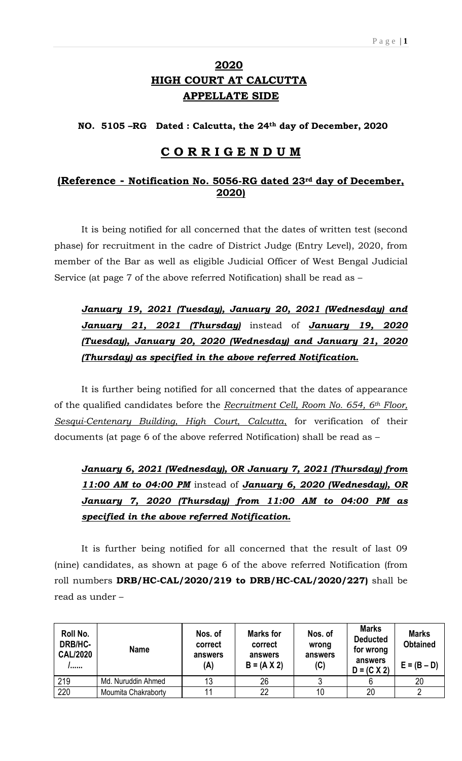# 2020
# HIGH COURT AT CALCUTTA
# APPELLATE SIDE

**NO. 5105 –RG Dated : Calcutta, the 24th day of December, 2020**

## C O R R I G E N D U M

### (Reference - Notification No. 5056-RG dated 23rd day of December, 2020)

It is being notified for all concerned that the dates of written test (second phase) for recruitment in the cadre of District Judge (Entry Level), 2020, from member of the Bar as well as eligible Judicial Officer of West Bengal Judicial Service (at page 7 of the above referred Notification) shall be read as –

***January 19, 2021 (Tuesday), January 20, 2021 (Wednesday) and January 21, 2021 (Thursday)*** instead of ***January 19, 2020 (Tuesday), January 20, 2020 (Wednesday) and January 21, 2020 (Thursday) as specified in the above referred Notification.***

It is further being notified for all concerned that the dates of appearance of the qualified candidates before the *Recruitment Cell, Room No. 654, 6th Floor, Sesqui-Centenary Building, High Court, Calcutta*, for verification of their documents (at page 6 of the above referred Notification) shall be read as –

***January 6, 2021 (Wednesday), OR January 7, 2021 (Thursday) from 11:00 AM to 04:00 PM*** instead of ***January 6, 2020 (Wednesday), OR January 7, 2020 (Thursday) from 11:00 AM to 04:00 PM as specified in the above referred Notification.***

It is further being notified for all concerned that the result of last 09 (nine) candidates, as shown at page 6 of the above referred Notification (from roll numbers **DRB/HC-CAL/2020/219 to DRB/HC-CAL/2020/227)** shall be read as under –

| Roll No. DRB/HC-CAL/2020 /...... | Name | Nos. of correct answers (A) | Marks for correct answers B = (A X 2) | Nos. of wrong answers (C) | Marks Deducted for wrong answers D = (C X 2) | Marks Obtained E = (B – D) |
|---|---|---|---|---|---|---|
| 219 | Md. Nuruddin Ahmed | 13 | 26 | 3 | 6 | 20 |
| 220 | Moumita Chakraborty | 11 | 22 | 10 | 20 | 2 |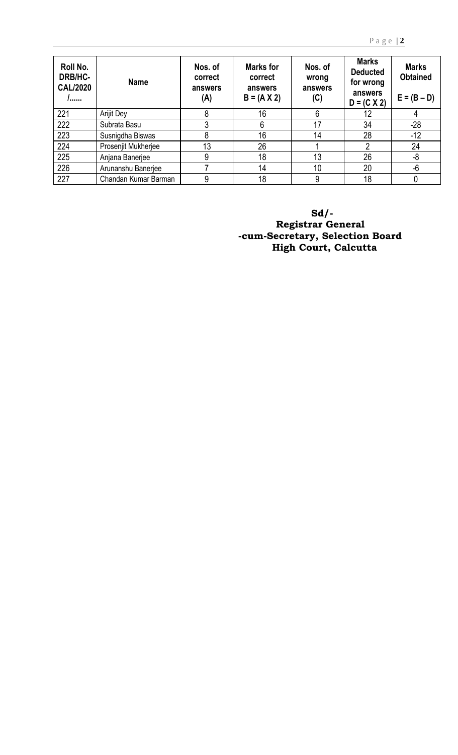| Roll No. DRB/HC-CAL/2020 /...... | Name | Nos. of correct answers (A) | Marks for correct answers B = (A X 2) | Nos. of wrong answers (C) | Marks Deducted for wrong answers D = (C X 2) | Marks Obtained E = (B – D) |
|---|---|---|---|---|---|---|
| 221 | Arijit Dey | 8 | 16 | 6 | 12 | 4 |
| 222 | Subrata Basu | 3 | 6 | 17 | 34 | -28 |
| 223 | Susnigdha Biswas | 8 | 16 | 14 | 28 | -12 |
| 224 | Prosenjit Mukherjee | 13 | 26 | 1 | 2 | 24 |
| 225 | Anjana Banerjee | 9 | 18 | 13 | 26 | -8 |
| 226 | Arunanshu Banerjee | 7 | 14 | 10 | 20 | -6 |
| 227 | Chandan Kumar Barman | 9 | 18 | 9 | 18 | 0 |

**Sd/-**
**Registrar General**
**-cum-Secretary, Selection Board**
**High Court, Calcutta**